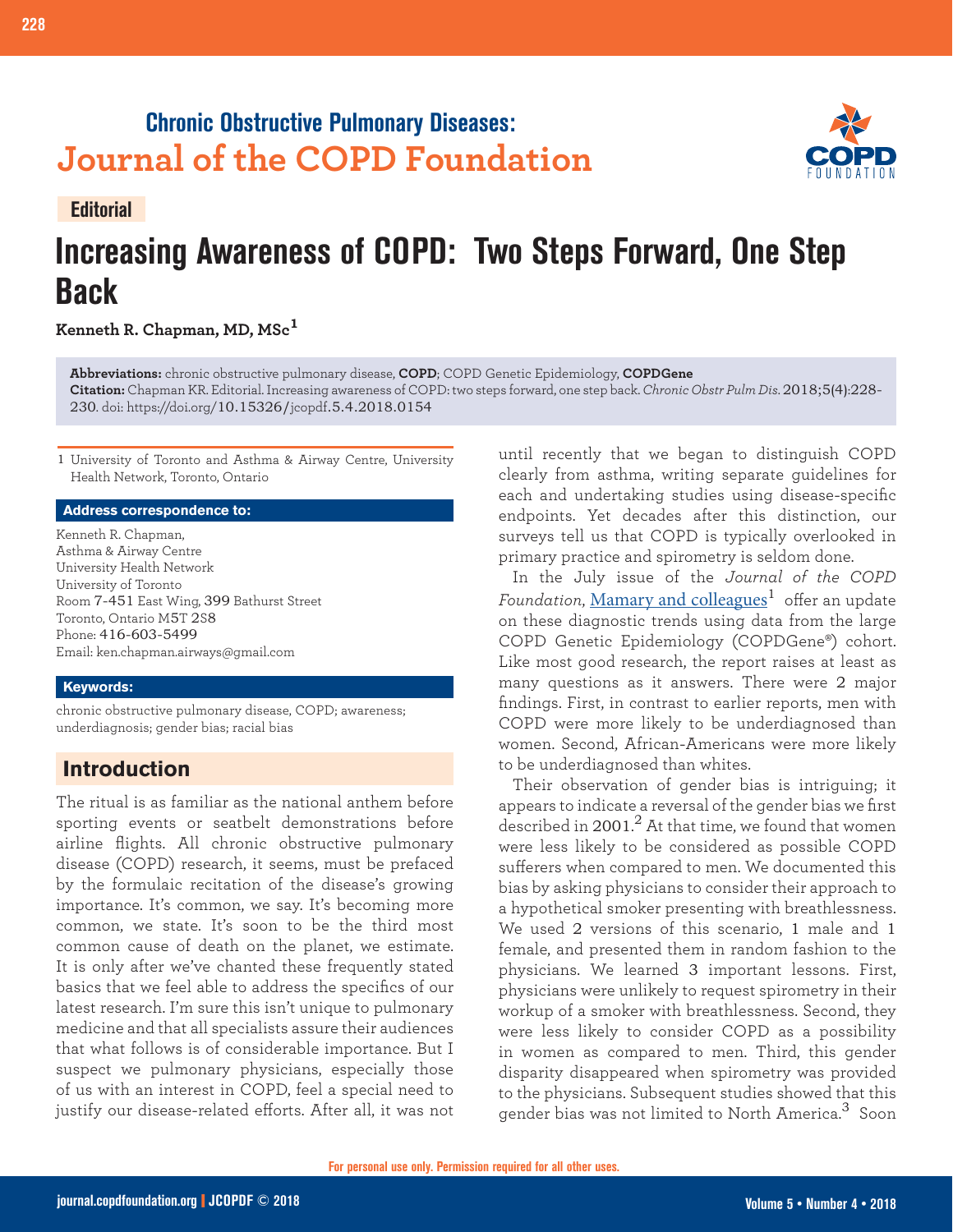## Chronic Obstructive Pulmonary Diseases:
## Journal of the COPD Foundation

**Editorial**

# Increasing Awareness of COPD: Two Steps Forward, One Step Back

**Kenneth R. Chapman, MD, MSc[1]**

**Abbreviations:** chronic obstructive pulmonary disease, **COPD**; COPD Genetic Epidemiology, **COPDGene**
**Citation:** Chapman KR. Editorial. Increasing awareness of COPD: two steps forward, one step back. *Chronic Obstr Pulm Dis*. 2018;5(4):228-230. doi: https://doi.org/10.15326/jcopdf.5.4.2018.0154

1 University of Toronto and Asthma & Airway Centre, University Health Network, Toronto, Ontario

**Address correspondence to:**

Kenneth R. Chapman,
Asthma & Airway Centre
University Health Network
University of Toronto
Room 7-451 East Wing, 399 Bathurst Street
Toronto, Ontario M5T 2S8
Phone: 416-603-5499
Email: ken.chapman.airways@gmail.com

**Keywords:**

chronic obstructive pulmonary disease, COPD; awareness; underdiagnosis; gender bias; racial bias

## Introduction

The ritual is as familiar as the national anthem before sporting events or seatbelt demonstrations before airline flights. All chronic obstructive pulmonary disease (COPD) research, it seems, must be prefaced by the formulaic recitation of the disease's growing importance. It's common, we say. It's becoming more common, we state. It's soon to be the third most common cause of death on the planet, we estimate. It is only after we've chanted these frequently stated basics that we feel able to address the specifics of our latest research. I'm sure this isn't unique to pulmonary medicine and that all specialists assure their audiences that what follows is of considerable importance. But I suspect we pulmonary physicians, especially those of us with an interest in COPD, feel a special need to justify our disease-related efforts. After all, it was not until recently that we began to distinguish COPD clearly from asthma, writing separate guidelines for each and undertaking studies using disease-specific endpoints. Yet decades after this distinction, our surveys tell us that COPD is typically overlooked in primary practice and spirometry is seldom done.

In the July issue of the *Journal of the COPD Foundation*, Mamary and colleagues[1] offer an update on these diagnostic trends using data from the large COPD Genetic Epidemiology (COPDGene®) cohort. Like most good research, the report raises at least as many questions as it answers. There were 2 major findings. First, in contrast to earlier reports, men with COPD were more likely to be underdiagnosed than women. Second, African-Americans were more likely to be underdiagnosed than whites.

Their observation of gender bias is intriguing; it appears to indicate a reversal of the gender bias we first described in 2001.[2] At that time, we found that women were less likely to be considered as possible COPD sufferers when compared to men. We documented this bias by asking physicians to consider their approach to a hypothetical smoker presenting with breathlessness. We used 2 versions of this scenario, 1 male and 1 female, and presented them in random fashion to the physicians. We learned 3 important lessons. First, physicians were unlikely to request spirometry in their workup of a smoker with breathlessness. Second, they were less likely to consider COPD as a possibility in women as compared to men. Third, this gender disparity disappeared when spirometry was provided to the physicians. Subsequent studies showed that this gender bias was not limited to North America.[3] Soon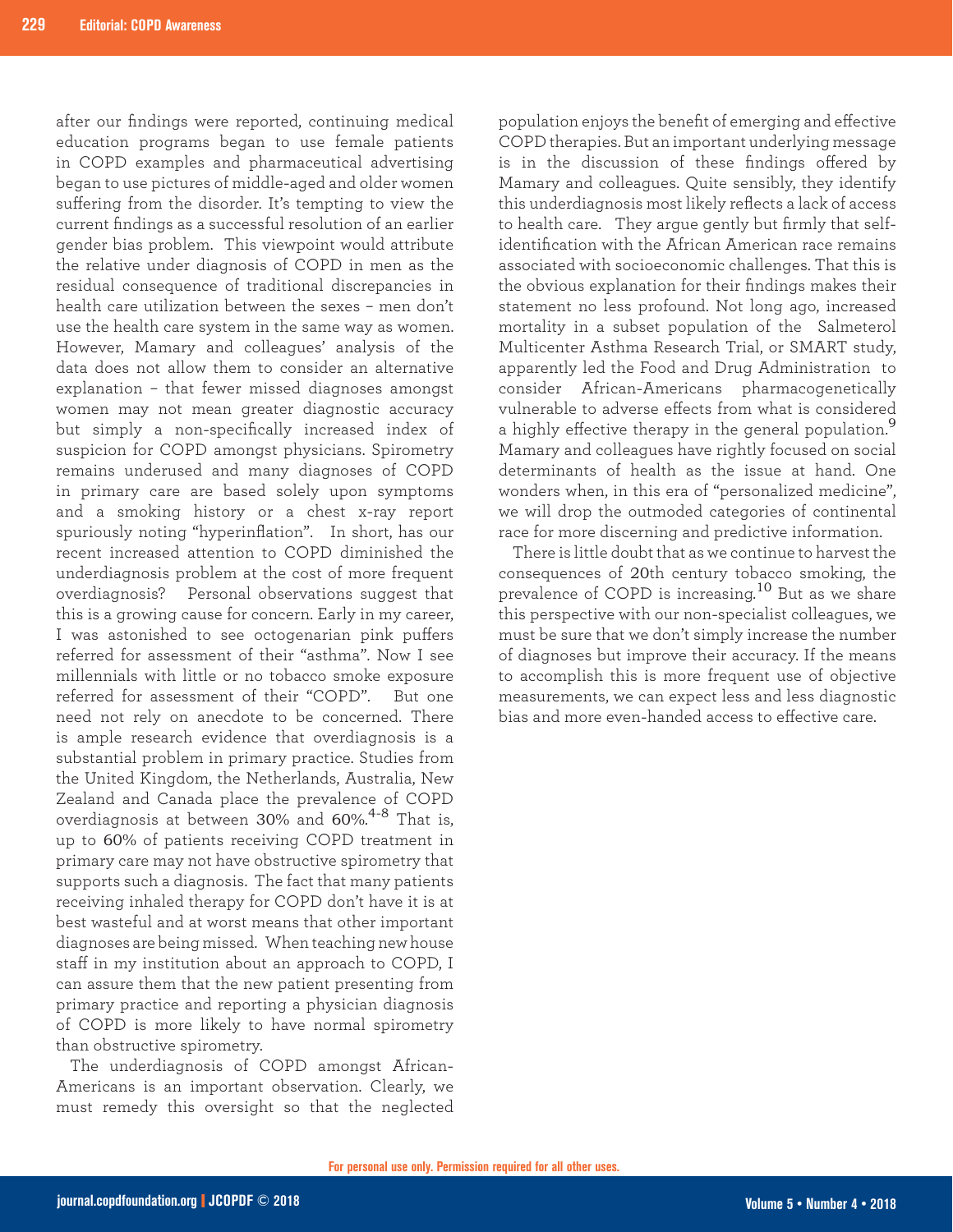after our findings were reported, continuing medical education programs began to use female patients in COPD examples and pharmaceutical advertising began to use pictures of middle-aged and older women suffering from the disorder. It's tempting to view the current findings as a successful resolution of an earlier gender bias problem. This viewpoint would attribute the relative under diagnosis of COPD in men as the residual consequence of traditional discrepancies in health care utilization between the sexes – men don't use the health care system in the same way as women. However, Mamary and colleagues' analysis of the data does not allow them to consider an alternative explanation – that fewer missed diagnoses amongst women may not mean greater diagnostic accuracy but simply a non-specifically increased index of suspicion for COPD amongst physicians. Spirometry remains underused and many diagnoses of COPD in primary care are based solely upon symptoms and a smoking history or a chest x-ray report spuriously noting "hyperinflation". In short, has our recent increased attention to COPD diminished the underdiagnosis problem at the cost of more frequent overdiagnosis? Personal observations suggest that this is a growing cause for concern. Early in my career, I was astonished to see octogenarian pink puffers referred for assessment of their "asthma". Now I see millennials with little or no tobacco smoke exposure referred for assessment of their "COPD". But one need not rely on anecdote to be concerned. There is ample research evidence that overdiagnosis is a substantial problem in primary practice. Studies from the United Kingdom, the Netherlands, Australia, New Zealand and Canada place the prevalence of COPD overdiagnosis at between 30% and 60%.[4-8] That is, up to 60% of patients receiving COPD treatment in primary care may not have obstructive spirometry that supports such a diagnosis. The fact that many patients receiving inhaled therapy for COPD don't have it is at best wasteful and at worst means that other important diagnoses are being missed. When teaching new house staff in my institution about an approach to COPD, I can assure them that the new patient presenting from primary practice and reporting a physician diagnosis of COPD is more likely to have normal spirometry than obstructive spirometry.

The underdiagnosis of COPD amongst African-Americans is an important observation. Clearly, we must remedy this oversight so that the neglected population enjoys the benefit of emerging and effective COPD therapies. But an important underlying message is in the discussion of these findings offered by Mamary and colleagues. Quite sensibly, they identify this underdiagnosis most likely reflects a lack of access to health care. They argue gently but firmly that self-identification with the African American race remains associated with socioeconomic challenges. That this is the obvious explanation for their findings makes their statement no less profound. Not long ago, increased mortality in a subset population of the Salmeterol Multicenter Asthma Research Trial, or SMART study, apparently led the Food and Drug Administration to consider African-Americans pharmacogenetically vulnerable to adverse effects from what is considered a highly effective therapy in the general population.[9] Mamary and colleagues have rightly focused on social determinants of health as the issue at hand. One wonders when, in this era of "personalized medicine", we will drop the outmoded categories of continental race for more discerning and predictive information.

There is little doubt that as we continue to harvest the consequences of 20th century tobacco smoking, the prevalence of COPD is increasing.[10] But as we share this perspective with our non-specialist colleagues, we must be sure that we don't simply increase the number of diagnoses but improve their accuracy. If the means to accomplish this is more frequent use of objective measurements, we can expect less and less diagnostic bias and more even-handed access to effective care.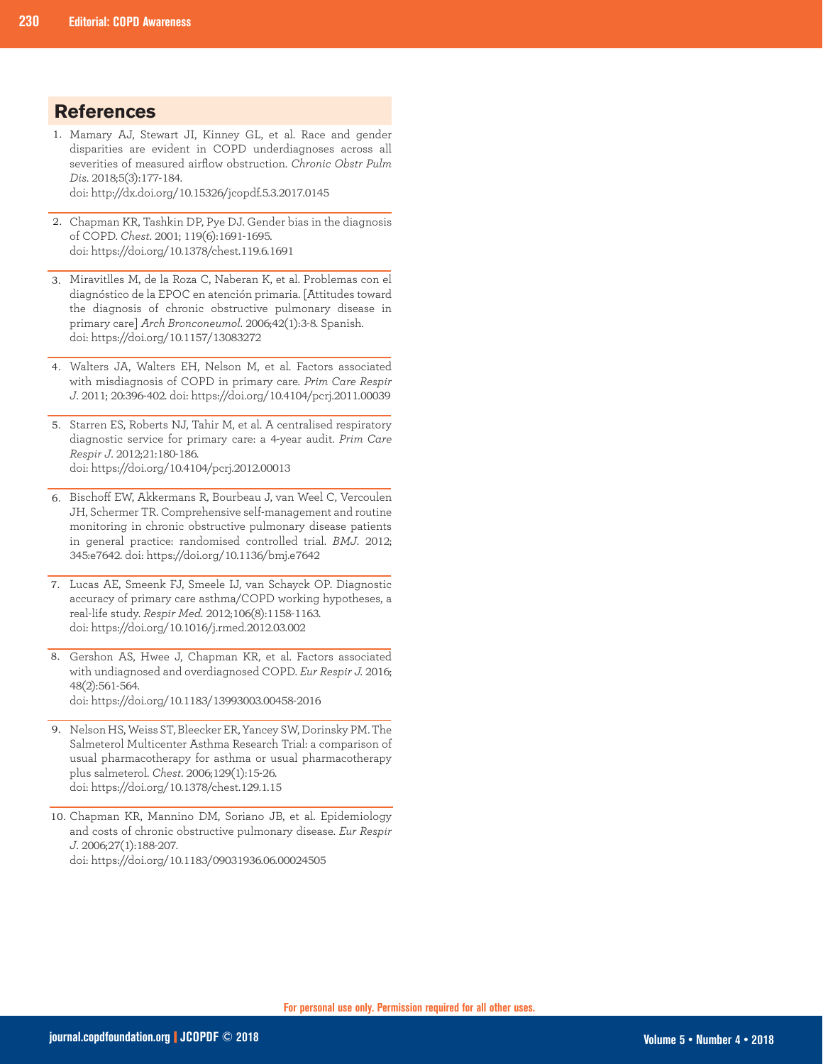## References

1. Mamary AJ, Stewart JI, Kinney GL, et al. Race and gender disparities are evident in COPD underdiagnoses across all severities of measured airflow obstruction. *Chronic Obstr Pulm Dis*. 2018;5(3):177-184. doi: http://dx.doi.org/10.15326/jcopdf.5.3.2017.0145

2. Chapman KR, Tashkin DP, Pye DJ. Gender bias in the diagnosis of COPD. *Chest*. 2001; 119(6):1691-1695. doi: https://doi.org/10.1378/chest.119.6.1691

3. Miravitlles M, de la Roza C, Naberan K, et al. Problemas con el diagnóstico de la EPOC en atención primaria. [Attitudes toward the diagnosis of chronic obstructive pulmonary disease in primary care] *Arch Bronconeumol*. 2006;42(1):3-8. Spanish. doi: https://doi.org/10.1157/13083272

4. Walters JA, Walters EH, Nelson M, et al. Factors associated with misdiagnosis of COPD in primary care. *Prim Care Respir J*. 2011; 20:396-402. doi: https://doi.org/10.4104/pcrj.2011.00039

5. Starren ES, Roberts NJ, Tahir M, et al. A centralised respiratory diagnostic service for primary care: a 4-year audit. *Prim Care Respir J*. 2012;21:180-186. doi: https://doi.org/10.4104/pcrj.2012.00013

6. Bischoff EW, Akkermans R, Bourbeau J, van Weel C, Vercoulen JH, Schermer TR. Comprehensive self-management and routine monitoring in chronic obstructive pulmonary disease patients in general practice: randomised controlled trial. *BMJ*. 2012; 345:e7642. doi: https://doi.org/10.1136/bmj.e7642

7. Lucas AE, Smeenk FJ, Smeele IJ, van Schayck OP. Diagnostic accuracy of primary care asthma/COPD working hypotheses, a real-life study. *Respir Med*. 2012;106(8):1158-1163. doi: https://doi.org/10.1016/j.rmed.2012.03.002

8. Gershon AS, Hwee J, Chapman KR, et al. Factors associated with undiagnosed and overdiagnosed COPD. *Eur Respir J*. 2016; 48(2):561-564. doi: https://doi.org/10.1183/13993003.00458-2016

9. Nelson HS, Weiss ST, Bleecker ER, Yancey SW, Dorinsky PM. The Salmeterol Multicenter Asthma Research Trial: a comparison of usual pharmacotherapy for asthma or usual pharmacotherapy plus salmeterol. *Chest*. 2006;129(1):15-26. doi: https://doi.org/10.1378/chest.129.1.15

10. Chapman KR, Mannino DM, Soriano JB, et al. Epidemiology and costs of chronic obstructive pulmonary disease. *Eur Respir J*. 2006;27(1):188-207. doi: https://doi.org/10.1183/09031936.06.00024505

For personal use only. Permission required for all other uses.